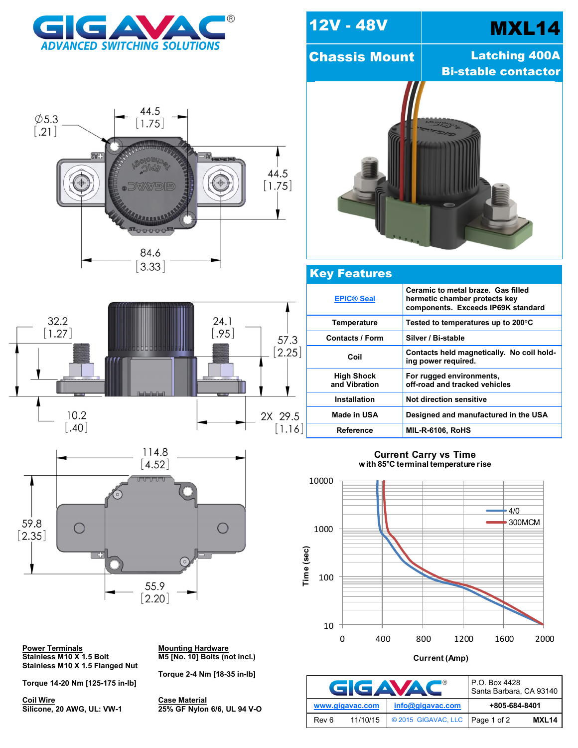# GIGAVAC® ADVANCED SWITCHING SOLUTIONS

| 12V - 48V | MXL14 |
|---|---|
| Chassis Mount | Latching 400A Bi-stable contactor |

Ø5.3 [.21]

44.5 [1.75]

44.5 [1.75]

84.6 [3.33]

32.2 [1.27]

24.1 [.95]

57.3 [2.25]

10.2 [.40]

2X 29.5 [1.16]

114.8 [4.52]

59.8 [2.35]

55.9 [2.20]

## Key Features

| | |
|---|---|
| EPIC® Seal | Ceramic to metal braze. Gas filled hermetic chamber protects key components. Exceeds IP69K standard |
| Temperature | Tested to temperatures up to 200°C |
| Contacts / Form | Silver / Bi-stable |
| Coil | Contacts held magnetically. No coil holding power required. |
| High Shock and Vibration | For rugged environments, off-road and tracked vehicles |
| Installation | Not direction sensitive |
| Made in USA | Designed and manufactured in the USA |
| Reference | MIL-R-6106, RoHS |

**Current Carry vs Time**
with 85°C terminal temperature rise

Time (sec): 10, 100, 1000, 10000
Current (Amp): 0, 400, 800, 1200, 1600, 2000
Legend: 4/0, 300MCM

**Power Terminals**
Stainless M10 X 1.5 Bolt
Stainless M10 X 1.5 Flanged Nut

Torque 14-20 Nm [125-175 in-lb]

**Coil Wire**
Silicone, 20 AWG, UL: VW-1

**Mounting Hardware**
M5 [No. 10] Bolts (not incl.)

Torque 2-4 Nm [18-35 in-lb]

**Case Material**
25% GF Nylon 6/6, UL 94 V-O

| GIGAVAC® | | P.O. Box 4428 Santa Barbara, CA 93140 |
|---|---|---|
| www.gigavac.com | info@gigavac.com | +805-684-8401 |
| Rev 6 11/10/15 | © 2015 GIGAVAC, LLC | Page 1 of 2 MXL14 |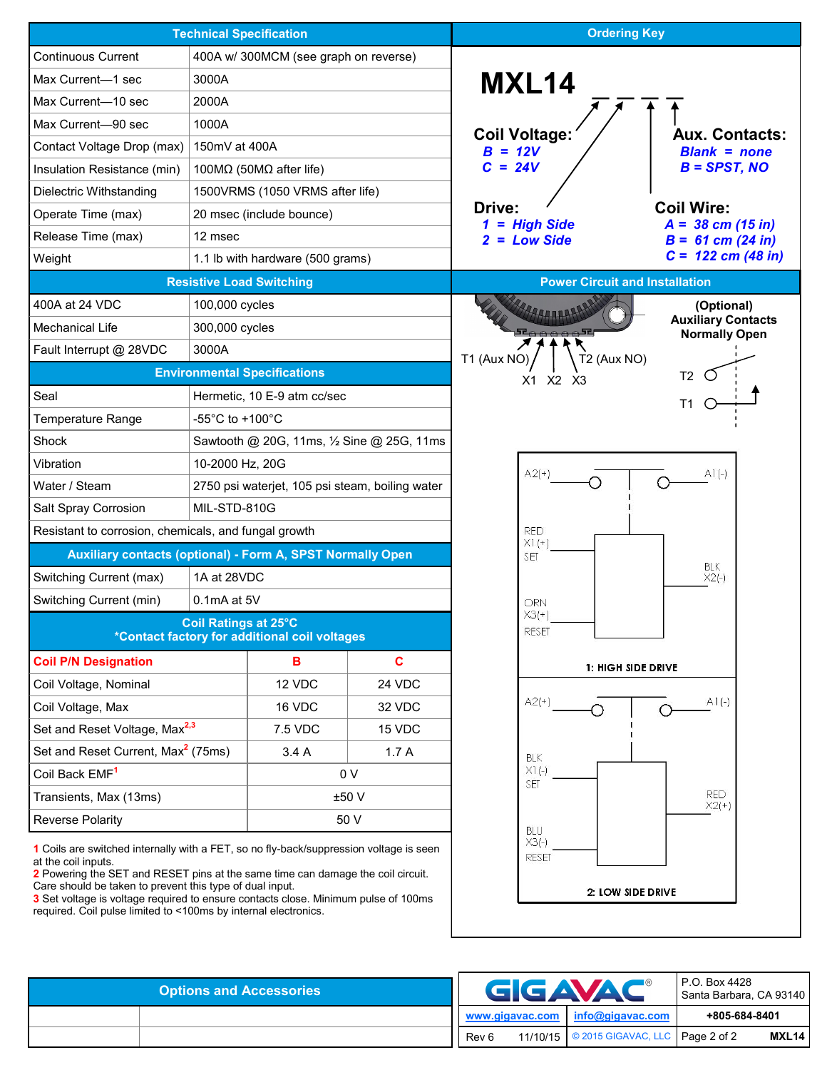## Technical Specification

| | |
|---|---|
| Continuous Current | 400A w/ 300MCM (see graph on reverse) |
| Max Current—1 sec | 3000A |
| Max Current—10 sec | 2000A |
| Max Current—90 sec | 1000A |
| Contact Voltage Drop (max) | 150mV at 400A |
| Insulation Resistance (min) | 100MΩ (50MΩ after life) |
| Dielectric Withstanding | 1500VRMS (1050 VRMS after life) |
| Operate Time (max) | 20 msec (include bounce) |
| Release Time (max) | 12 msec |
| Weight | 1.1 lb with hardware (500 grams) |

## Resistive Load Switching

| | |
|---|---|
| 400A at 24 VDC | 100,000 cycles |
| Mechanical Life | 300,000 cycles |
| Fault Interrupt @ 28VDC | 3000A |

## Environmental Specifications

| | |
|---|---|
| Seal | Hermetic, 10 E-9 atm cc/sec |
| Temperature Range | -55°C to +100°C |
| Shock | Sawtooth @ 20G, 11ms, ½ Sine @ 25G, 11ms |
| Vibration | 10-2000 Hz, 20G |
| Water / Steam | 2750 psi waterjet, 105 psi steam, boiling water |
| Salt Spray Corrosion | MIL-STD-810G |
| Resistant to corrosion, chemicals, and fungal growth | |

## Auxiliary contacts (optional) - Form A, SPST Normally Open

| | |
|---|---|
| Switching Current (max) | 1A at 28VDC |
| Switching Current (min) | 0.1mA at 5V |

## Coil Ratings at 25°C

*Contact factory for additional coil voltages

| Coil P/N Designation | B | C |
|---|---|---|
| Coil Voltage, Nominal | 12 VDC | 24 VDC |
| Coil Voltage, Max | 16 VDC | 32 VDC |
| Set and Reset Voltage, Max[2,3] | 7.5 VDC | 15 VDC |
| Set and Reset Current, Max[2] (75ms) | 3.4 A | 1.7 A |
| Coil Back EMF[1] | 0 V | |
| Transients, Max (13ms) | ±50 V | |
| Reverse Polarity | 50 V | |

1 Coils are switched internally with a FET, so no fly-back/suppression voltage is seen at the coil inputs.
2 Powering the SET and RESET pins at the same time can damage the coil circuit. Care should be taken to prevent this type of dual input.
3 Set voltage is voltage required to ensure contacts close. Minimum pulse of 100ms required. Coil pulse limited to <100ms by internal electronics.

## Ordering Key

**MXL14 _ _ _ _**

**Coil Voltage:**
- B = 12V
- C = 24V

**Drive:**
- 1 = High Side
- 2 = Low Side

**Aux. Contacts:**
- Blank = none
- B = SPST, NO

**Coil Wire:**
- A = 38 cm (15 in)
- B = 61 cm (24 in)
- C = 122 cm (48 in)

## Power Circuit and Installation

T1 (Aux NO) T2 (Aux NO)
X1 X2 X3

(Optional) Auxiliary Contacts Normally Open
T2
T1

A2(+) A1(-)
RED X1(+) SET
BLK X2(-)
ORN X3(+) RESET
1: HIGH SIDE DRIVE

A2(+) A1(-)
BLK X1(-) SET
RED X2(+)
BLU X3(-) RESET
2: LOW SIDE DRIVE

## Options and Accessories

| | |
|---|---|
| | |
| | |

GIGAVAC®
P.O. Box 4428
Santa Barbara, CA 93140
www.gigavac.com | info@gigavac.com | +805-684-8401
Rev 6 11/10/15 © 2015 GIGAVAC, LLC MXL14